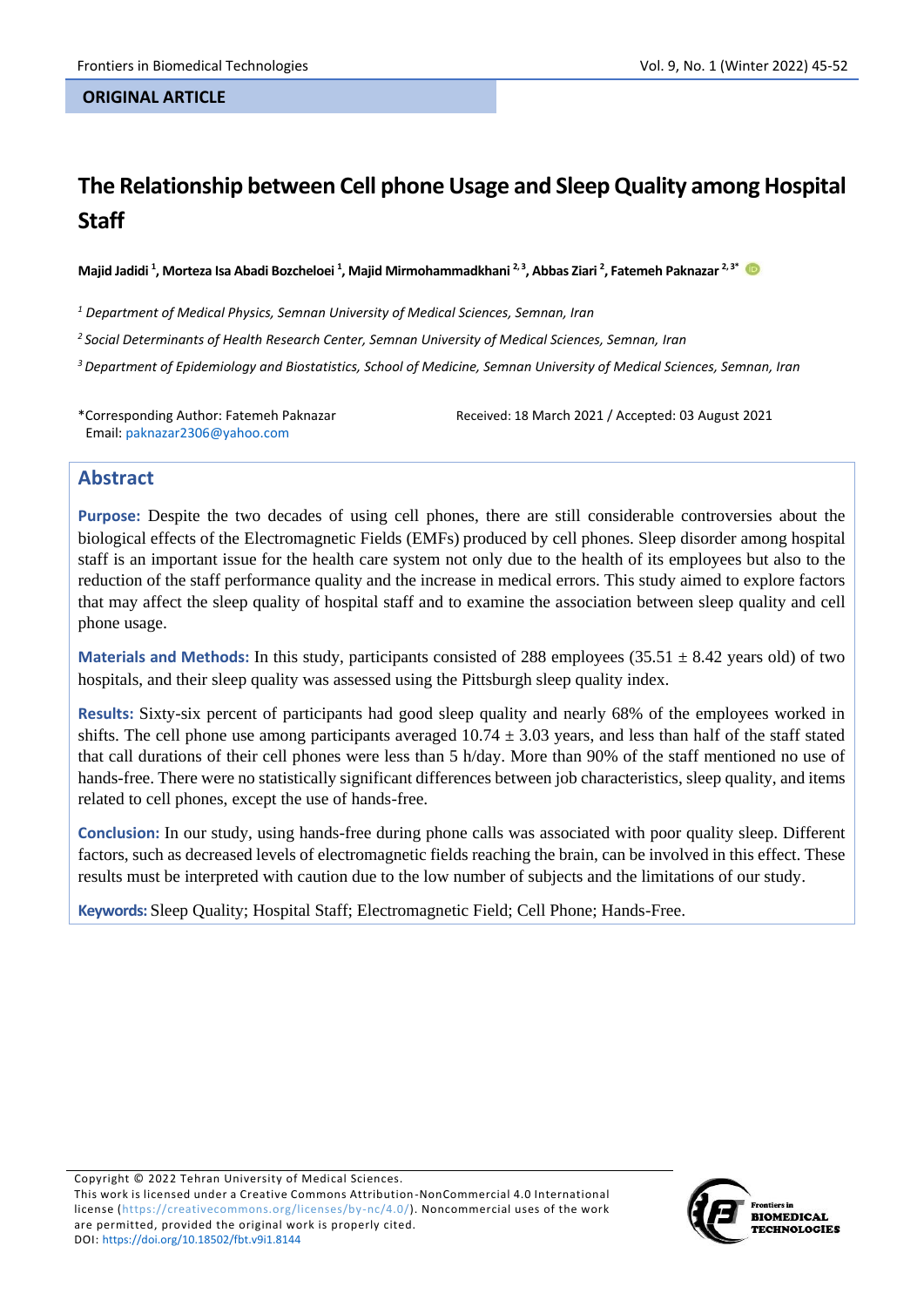ORIGINAL ARTICLE

# The Relationship between Cell phone Usage and Sleep Quality among Hospital Staff

**Majid Jadidi [1], Morteza Isa Abadi Bozcheloei [1], Majid Mirmohammadkhani [2,3], Abbas Ziari [2], Fatemeh Paknazar [2,3*]**

[1] *Department of Medical Physics, Semnan University of Medical Sciences, Semnan, Iran*

[2] *Social Determinants of Health Research Center, Semnan University of Medical Sciences, Semnan, Iran*

[3] *Department of Epidemiology and Biostatistics, School of Medicine, Semnan University of Medical Sciences, Semnan, Iran*

*Corresponding Author: Fatemeh Paknazar
Email: paknazar2306@yahoo.com

Received: 18 March 2021 / Accepted: 03 August 2021

## Abstract

**Purpose:** Despite the two decades of using cell phones, there are still considerable controversies about the biological effects of the Electromagnetic Fields (EMFs) produced by cell phones. Sleep disorder among hospital staff is an important issue for the health care system not only due to the health of its employees but also to the reduction of the staff performance quality and the increase in medical errors. This study aimed to explore factors that may affect the sleep quality of hospital staff and to examine the association between sleep quality and cell phone usage.

**Materials and Methods:** In this study, participants consisted of 288 employees (35.51 ± 8.42 years old) of two hospitals, and their sleep quality was assessed using the Pittsburgh sleep quality index.

**Results:** Sixty-six percent of participants had good sleep quality and nearly 68% of the employees worked in shifts. The cell phone use among participants averaged 10.74 ± 3.03 years, and less than half of the staff stated that call durations of their cell phones were less than 5 h/day. More than 90% of the staff mentioned no use of hands-free. There were no statistically significant differences between job characteristics, sleep quality, and items related to cell phones, except the use of hands-free.

**Conclusion:** In our study, using hands-free during phone calls was associated with poor quality sleep. Different factors, such as decreased levels of electromagnetic fields reaching the brain, can be involved in this effect. These results must be interpreted with caution due to the low number of subjects and the limitations of our study.

**Keywords:** Sleep Quality; Hospital Staff; Electromagnetic Field; Cell Phone; Hands-Free.

Copyright © 2022 Tehran University of Medical Sciences.
This work is licensed under a Creative Commons Attribution-NonCommercial 4.0 International license (https://creativecommons.org/licenses/by-nc/4.0/). Noncommercial uses of the work are permitted, provided the original work is properly cited.
DOI: https://doi.org/10.18502/fbt.v9i1.8144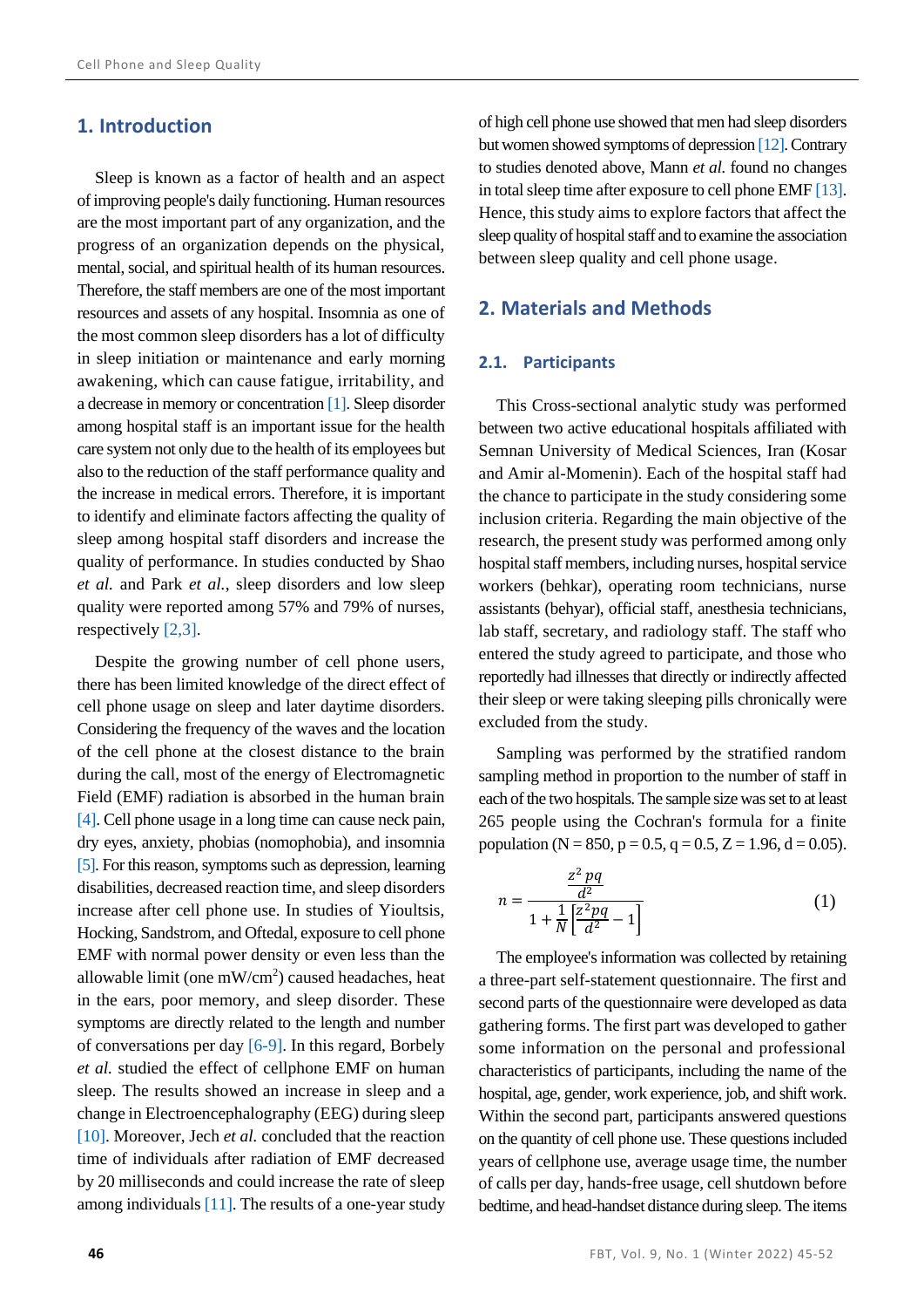## 1. Introduction

Sleep is known as a factor of health and an aspect of improving people's daily functioning. Human resources are the most important part of any organization, and the progress of an organization depends on the physical, mental, social, and spiritual health of its human resources. Therefore, the staff members are one of the most important resources and assets of any hospital. Insomnia as one of the most common sleep disorders has a lot of difficulty in sleep initiation or maintenance and early morning awakening, which can cause fatigue, irritability, and a decrease in memory or concentration [1]. Sleep disorder among hospital staff is an important issue for the health care system not only due to the health of its employees but also to the reduction of the staff performance quality and the increase in medical errors. Therefore, it is important to identify and eliminate factors affecting the quality of sleep among hospital staff disorders and increase the quality of performance. In studies conducted by Shao *et al.* and Park *et al.*, sleep disorders and low sleep quality were reported among 57% and 79% of nurses, respectively [2,3].

Despite the growing number of cell phone users, there has been limited knowledge of the direct effect of cell phone usage on sleep and later daytime disorders. Considering the frequency of the waves and the location of the cell phone at the closest distance to the brain during the call, most of the energy of Electromagnetic Field (EMF) radiation is absorbed in the human brain [4]. Cell phone usage in a long time can cause neck pain, dry eyes, anxiety, phobias (nomophobia), and insomnia [5]. For this reason, symptoms such as depression, learning disabilities, decreased reaction time, and sleep disorders increase after cell phone use. In studies of Yioultsis, Hocking, Sandstrom, and Oftedal, exposure to cell phone EMF with normal power density or even less than the allowable limit (one $mW/cm^2$) caused headaches, heat in the ears, poor memory, and sleep disorder. These symptoms are directly related to the length and number of conversations per day [6-9]. In this regard, Borbely *et al.* studied the effect of cellphone EMF on human sleep. The results showed an increase in sleep and a change in Electroencephalography (EEG) during sleep [10]. Moreover, Jech *et al.* concluded that the reaction time of individuals after radiation of EMF decreased by 20 milliseconds and could increase the rate of sleep among individuals [11]. The results of a one-year study of high cell phone use showed that men had sleep disorders but women showed symptoms of depression [12]. Contrary to studies denoted above, Mann *et al.* found no changes in total sleep time after exposure to cell phone EMF [13]. Hence, this study aims to explore factors that affect the sleep quality of hospital staff and to examine the association between sleep quality and cell phone usage.

## 2. Materials and Methods

### 2.1. Participants

This Cross-sectional analytic study was performed between two active educational hospitals affiliated with Semnan University of Medical Sciences, Iran (Kosar and Amir al-Momenin). Each of the hospital staff had the chance to participate in the study considering some inclusion criteria. Regarding the main objective of the research, the present study was performed among only hospital staff members, including nurses, hospital service workers (behkar), operating room technicians, nurse assistants (behyar), official staff, anesthesia technicians, lab staff, secretary, and radiology staff. The staff who entered the study agreed to participate, and those who reportedly had illnesses that directly or indirectly affected their sleep or were taking sleeping pills chronically were excluded from the study.

Sampling was performed by the stratified random sampling method in proportion to the number of staff in each of the two hospitals. The sample size was set to at least 265 people using the Cochran's formula for a finite population ($N = 850$, $p = 0.5$, $q = 0.5$, $Z = 1.96$, $d = 0.05$).

$$n = \frac{\frac{z^2 pq}{d^2}}{1 + \frac{1}{N}\left[\frac{z^2 pq}{d^2} - 1\right]} \tag{1}$$

The employee's information was collected by retaining a three-part self-statement questionnaire. The first and second parts of the questionnaire were developed as data gathering forms. The first part was developed to gather some information on the personal and professional characteristics of participants, including the name of the hospital, age, gender, work experience, job, and shift work. Within the second part, participants answered questions on the quantity of cell phone use. These questions included years of cellphone use, average usage time, the number of calls per day, hands-free usage, cell shutdown before bedtime, and head-handset distance during sleep. The items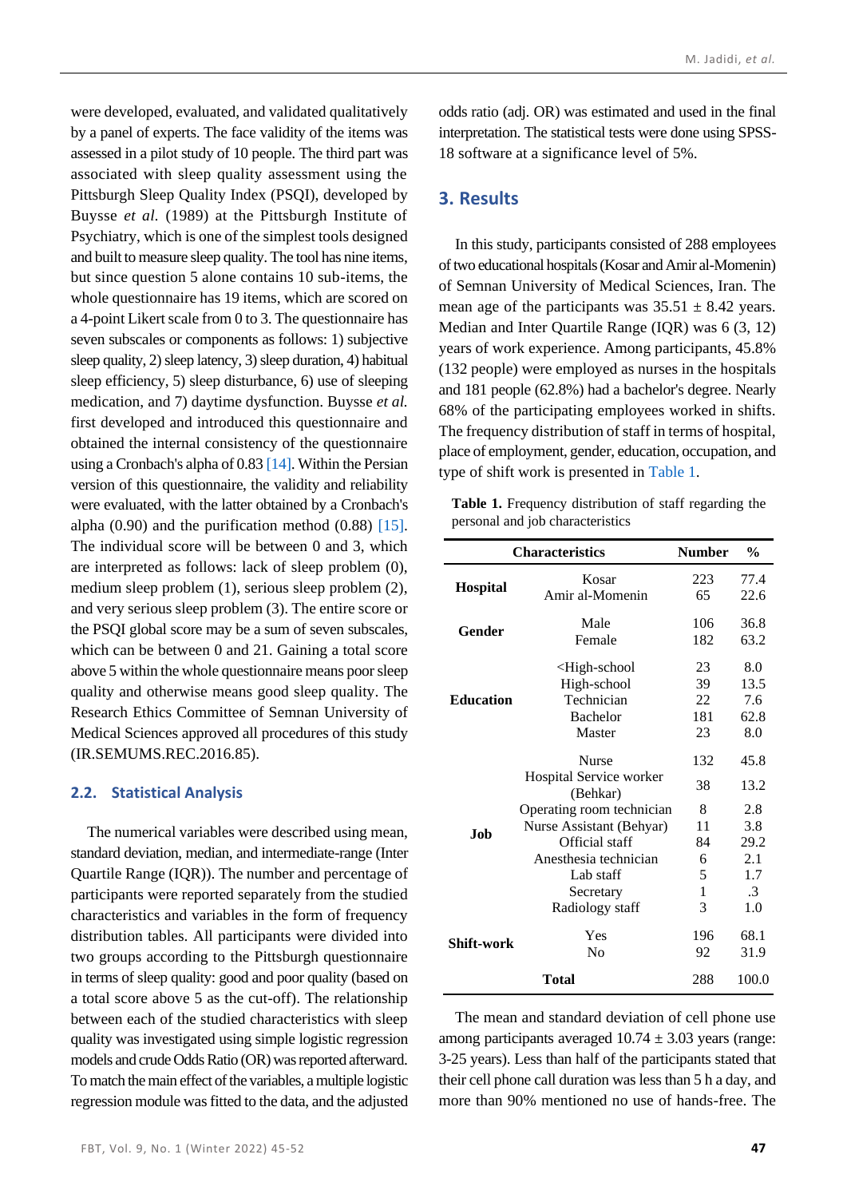were developed, evaluated, and validated qualitatively by a panel of experts. The face validity of the items was assessed in a pilot study of 10 people. The third part was associated with sleep quality assessment using the Pittsburgh Sleep Quality Index (PSQI), developed by Buysse *et al.* (1989) at the Pittsburgh Institute of Psychiatry, which is one of the simplest tools designed and built to measure sleep quality. The tool has nine items, but since question 5 alone contains 10 sub-items, the whole questionnaire has 19 items, which are scored on a 4-point Likert scale from 0 to 3. The questionnaire has seven subscales or components as follows: 1) subjective sleep quality, 2) sleep latency, 3) sleep duration, 4) habitual sleep efficiency, 5) sleep disturbance, 6) use of sleeping medication, and 7) daytime dysfunction. Buysse *et al.* first developed and introduced this questionnaire and obtained the internal consistency of the questionnaire using a Cronbach's alpha of 0.83 [14]. Within the Persian version of this questionnaire, the validity and reliability were evaluated, with the latter obtained by a Cronbach's alpha (0.90) and the purification method (0.88) [15]. The individual score will be between 0 and 3, which are interpreted as follows: lack of sleep problem (0), medium sleep problem (1), serious sleep problem (2), and very serious sleep problem (3). The entire score or the PSQI global score may be a sum of seven subscales, which can be between 0 and 21. Gaining a total score above 5 within the whole questionnaire means poor sleep quality and otherwise means good sleep quality. The Research Ethics Committee of Semnan University of Medical Sciences approved all procedures of this study (IR.SEMUMS.REC.2016.85).

### 2.2. Statistical Analysis

The numerical variables were described using mean, standard deviation, median, and intermediate-range (Inter Quartile Range (IQR)). The number and percentage of participants were reported separately from the studied characteristics and variables in the form of frequency distribution tables. All participants were divided into two groups according to the Pittsburgh questionnaire in terms of sleep quality: good and poor quality (based on a total score above 5 as the cut-off). The relationship between each of the studied characteristics with sleep quality was investigated using simple logistic regression models and crude Odds Ratio (OR) was reported afterward. To match the main effect of the variables, a multiple logistic regression module was fitted to the data, and the adjusted odds ratio (adj. OR) was estimated and used in the final interpretation. The statistical tests were done using SPSS-18 software at a significance level of 5%.

## 3. Results

In this study, participants consisted of 288 employees of two educational hospitals (Kosar and Amir al-Momenin) of Semnan University of Medical Sciences, Iran. The mean age of the participants was 35.51 ± 8.42 years. Median and Inter Quartile Range (IQR) was 6 (3, 12) years of work experience. Among participants, 45.8% (132 people) were employed as nurses in the hospitals and 181 people (62.8%) had a bachelor's degree. Nearly 68% of the participating employees worked in shifts. The frequency distribution of staff in terms of hospital, place of employment, gender, education, occupation, and type of shift work is presented in Table 1.

**Table 1.** Frequency distribution of staff regarding the personal and job characteristics

| Characteristics | | Number | % |
|---|---|---|---|
| **Hospital** | Kosar | 223 | 77.4 |
| | Amir al-Momenin | 65 | 22.6 |
| **Gender** | Male | 106 | 36.8 |
| | Female | 182 | 63.2 |
| **Education** | <High-school | 23 | 8.0 |
| | High-school | 39 | 13.5 |
| | Technician | 22 | 7.6 |
| | Bachelor | 181 | 62.8 |
| | Master | 23 | 8.0 |
| **Job** | Nurse | 132 | 45.8 |
| | Hospital Service worker (Behkar) | 38 | 13.2 |
| | Operating room technician | 8 | 2.8 |
| | Nurse Assistant (Behyar) | 11 | 3.8 |
| | Official staff | 84 | 29.2 |
| | Anesthesia technician | 6 | 2.1 |
| | Lab staff | 5 | 1.7 |
| | Secretary | 1 | .3 |
| | Radiology staff | 3 | 1.0 |
| **Shift-work** | Yes | 196 | 68.1 |
| | No | 92 | 31.9 |
| **Total** | | 288 | 100.0 |

The mean and standard deviation of cell phone use among participants averaged 10.74 ± 3.03 years (range: 3-25 years). Less than half of the participants stated that their cell phone call duration was less than 5 h a day, and more than 90% mentioned no use of hands-free. The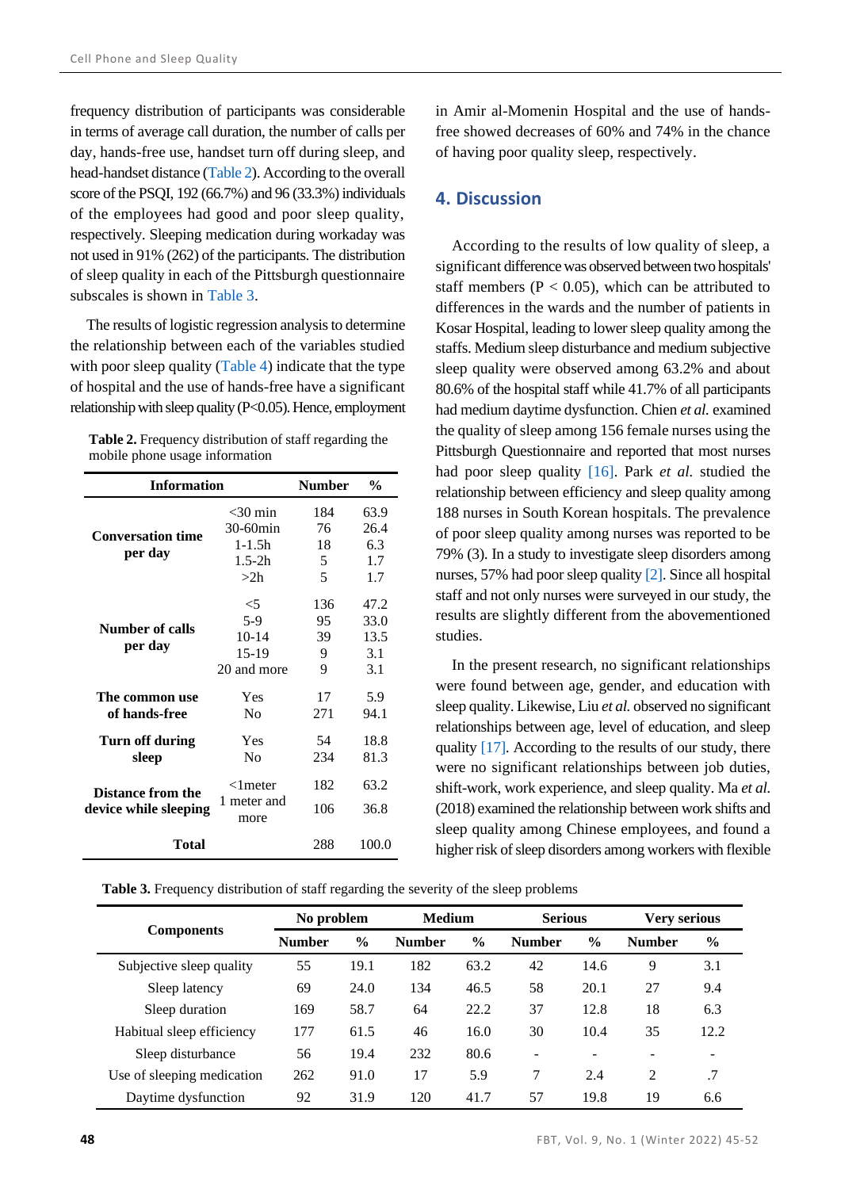frequency distribution of participants was considerable in terms of average call duration, the number of calls per day, hands-free use, handset turn off during sleep, and head-handset distance (Table 2). According to the overall score of the PSQI, 192 (66.7%) and 96 (33.3%) individuals of the employees had good and poor sleep quality, respectively. Sleeping medication during workaday was not used in 91% (262) of the participants. The distribution of sleep quality in each of the Pittsburgh questionnaire subscales is shown in Table 3.

The results of logistic regression analysis to determine the relationship between each of the variables studied with poor sleep quality (Table 4) indicate that the type of hospital and the use of hands-free have a significant relationship with sleep quality ($P<0.05$). Hence, employment in Amir al-Momenin Hospital and the use of hands-free showed decreases of 60% and 74% in the chance of having poor quality sleep, respectively.

**Table 2.** Frequency distribution of staff regarding the mobile phone usage information

| Information | | Number | % |
|---|---|---|---|
| **Conversation time per day** | <30 min | 184 | 63.9 |
| | 30-60min | 76 | 26.4 |
| | 1-1.5h | 18 | 6.3 |
| | 1.5-2h | 5 | 1.7 |
| | >2h | 5 | 1.7 |
| **Number of calls per day** | <5 | 136 | 47.2 |
| | 5-9 | 95 | 33.0 |
| | 10-14 | 39 | 13.5 |
| | 15-19 | 9 | 3.1 |
| | 20 and more | 9 | 3.1 |
| **The common use of hands-free** | Yes | 17 | 5.9 |
| | No | 271 | 94.1 |
| **Turn off during sleep** | Yes | 54 | 18.8 |
| | No | 234 | 81.3 |
| **Distance from the device while sleeping** | <1meter | 182 | 63.2 |
| | 1 meter and more | 106 | 36.8 |
| **Total** | | 288 | 100.0 |

## 4. Discussion

According to the results of low quality of sleep, a significant difference was observed between two hospitals' staff members ($P < 0.05$), which can be attributed to differences in the wards and the number of patients in Kosar Hospital, leading to lower sleep quality among the staffs. Medium sleep disturbance and medium subjective sleep quality were observed among 63.2% and about 80.6% of the hospital staff while 41.7% of all participants had medium daytime dysfunction. Chien *et al.* examined the quality of sleep among 156 female nurses using the Pittsburgh Questionnaire and reported that most nurses had poor sleep quality [16]. Park *et al.* studied the relationship between efficiency and sleep quality among 188 nurses in South Korean hospitals. The prevalence of poor sleep quality among nurses was reported to be 79% (3). In a study to investigate sleep disorders among nurses, 57% had poor sleep quality [2]. Since all hospital staff and not only nurses were surveyed in our study, the results are slightly different from the abovementioned studies.

In the present research, no significant relationships were found between age, gender, and education with sleep quality. Likewise, Liu *et al.* observed no significant relationships between age, level of education, and sleep quality [17]. According to the results of our study, there were no significant relationships between job duties, shift-work, work experience, and sleep quality. Ma *et al.* (2018) examined the relationship between work shifts and sleep quality among Chinese employees, and found a higher risk of sleep disorders among workers with flexible

**Table 3.** Frequency distribution of staff regarding the severity of the sleep problems

| Components | No problem | | Medium | | Serious | | Very serious | |
|---|---|---|---|---|---|---|---|---|
| | Number | % | Number | % | Number | % | Number | % |
| Subjective sleep quality | 55 | 19.1 | 182 | 63.2 | 42 | 14.6 | 9 | 3.1 |
| Sleep latency | 69 | 24.0 | 134 | 46.5 | 58 | 20.1 | 27 | 9.4 |
| Sleep duration | 169 | 58.7 | 64 | 22.2 | 37 | 12.8 | 18 | 6.3 |
| Habitual sleep efficiency | 177 | 61.5 | 46 | 16.0 | 30 | 10.4 | 35 | 12.2 |
| Sleep disturbance | 56 | 19.4 | 232 | 80.6 | - | - | - | - |
| Use of sleeping medication | 262 | 91.0 | 17 | 5.9 | 7 | 2.4 | 2 | .7 |
| Daytime dysfunction | 92 | 31.9 | 120 | 41.7 | 57 | 19.8 | 19 | 6.6 |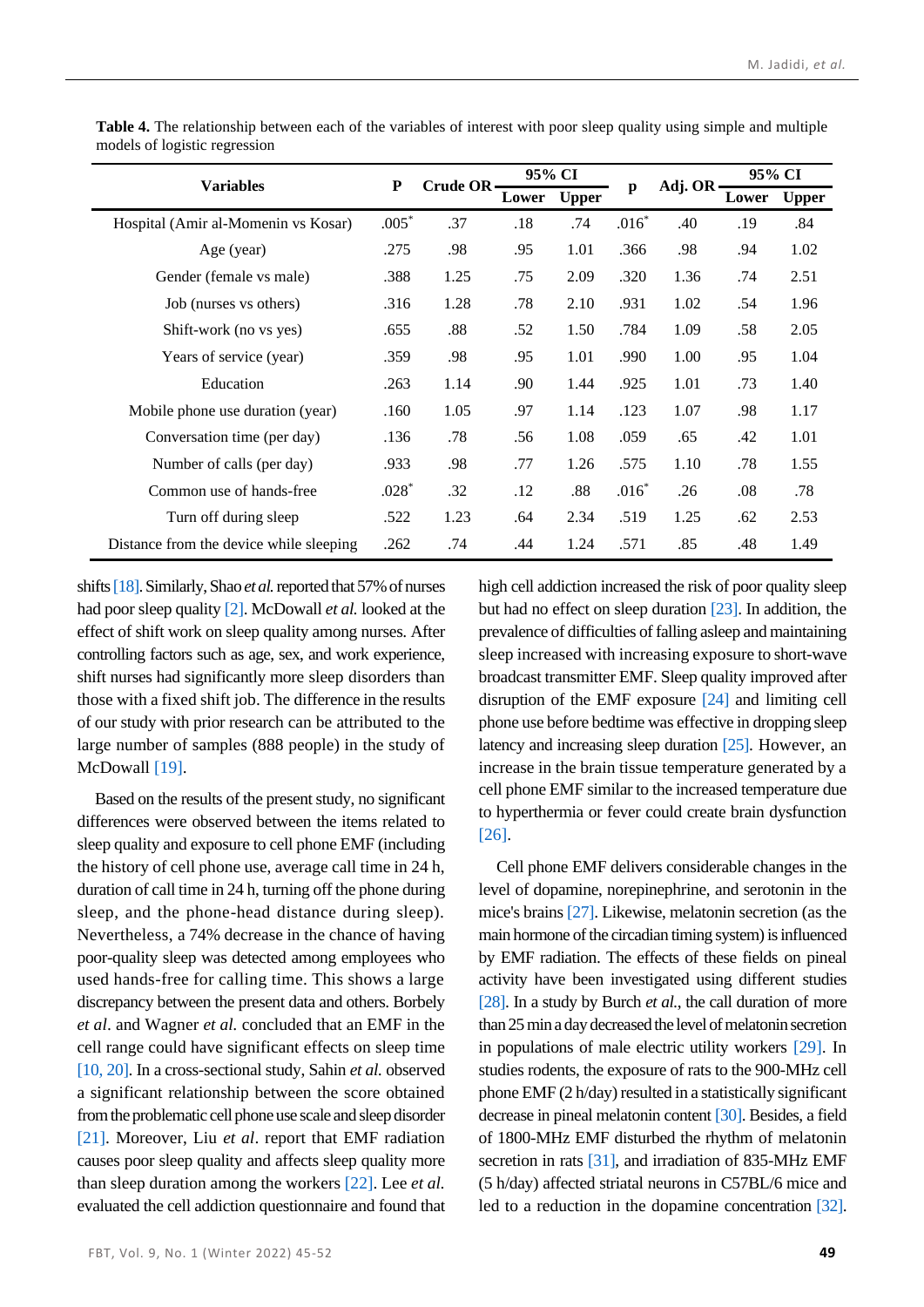**Table 4.** The relationship between each of the variables of interest with poor sleep quality using simple and multiple models of logistic regression

| Variables | P | Crude OR | 95% CI | | p | Adj. OR | 95% CI | |
|---|---|---|---|---|---|---|---|---|
| | | | Lower | Upper | | | Lower | Upper |
| Hospital (Amir al-Momenin vs Kosar) | .005* | .37 | .18 | .74 | .016* | .40 | .19 | .84 |
| Age (year) | .275 | .98 | .95 | 1.01 | .366 | .98 | .94 | 1.02 |
| Gender (female vs male) | .388 | 1.25 | .75 | 2.09 | .320 | 1.36 | .74 | 2.51 |
| Job (nurses vs others) | .316 | 1.28 | .78 | 2.10 | .931 | 1.02 | .54 | 1.96 |
| Shift-work (no vs yes) | .655 | .88 | .52 | 1.50 | .784 | 1.09 | .58 | 2.05 |
| Years of service (year) | .359 | .98 | .95 | 1.01 | .990 | 1.00 | .95 | 1.04 |
| Education | .263 | 1.14 | .90 | 1.44 | .925 | 1.01 | .73 | 1.40 |
| Mobile phone use duration (year) | .160 | 1.05 | .97 | 1.14 | .123 | 1.07 | .98 | 1.17 |
| Conversation time (per day) | .136 | .78 | .56 | 1.08 | .059 | .65 | .42 | 1.01 |
| Number of calls (per day) | .933 | .98 | .77 | 1.26 | .575 | 1.10 | .78 | 1.55 |
| Common use of hands-free | .028* | .32 | .12 | .88 | .016* | .26 | .08 | .78 |
| Turn off during sleep | .522 | 1.23 | .64 | 2.34 | .519 | 1.25 | .62 | 2.53 |
| Distance from the device while sleeping | .262 | .74 | .44 | 1.24 | .571 | .85 | .48 | 1.49 |

shifts [18]. Similarly, Shao *et al.* reported that 57% of nurses had poor sleep quality [2]. McDowall *et al.* looked at the effect of shift work on sleep quality among nurses. After controlling factors such as age, sex, and work experience, shift nurses had significantly more sleep disorders than those with a fixed shift job. The difference in the results of our study with prior research can be attributed to the large number of samples (888 people) in the study of McDowall [19].

Based on the results of the present study, no significant differences were observed between the items related to sleep quality and exposure to cell phone EMF (including the history of cell phone use, average call time in 24 h, duration of call time in 24 h, turning off the phone during sleep, and the phone-head distance during sleep). Nevertheless, a 74% decrease in the chance of having poor-quality sleep was detected among employees who used hands-free for calling time. This shows a large discrepancy between the present data and others. Borbely *et al.* and Wagner *et al.* concluded that an EMF in the cell range could have significant effects on sleep time [10, 20]. In a cross-sectional study, Sahin *et al.* observed a significant relationship between the score obtained from the problematic cell phone use scale and sleep disorder [21]. Moreover, Liu *et al.* report that EMF radiation causes poor sleep quality and affects sleep quality more than sleep duration among the workers [22]. Lee *et al.* evaluated the cell addiction questionnaire and found that high cell addiction increased the risk of poor quality sleep but had no effect on sleep duration [23]. In addition, the prevalence of difficulties of falling asleep and maintaining sleep increased with increasing exposure to short-wave broadcast transmitter EMF. Sleep quality improved after disruption of the EMF exposure [24] and limiting cell phone use before bedtime was effective in dropping sleep latency and increasing sleep duration [25]. However, an increase in the brain tissue temperature generated by a cell phone EMF similar to the increased temperature due to hyperthermia or fever could create brain dysfunction [26].

Cell phone EMF delivers considerable changes in the level of dopamine, norepinephrine, and serotonin in the mice's brains [27]. Likewise, melatonin secretion (as the main hormone of the circadian timing system) is influenced by EMF radiation. The effects of these fields on pineal activity have been investigated using different studies [28]. In a study by Burch *et al.*, the call duration of more than 25 min a day decreased the level of melatonin secretion in populations of male electric utility workers [29]. In studies rodents, the exposure of rats to the 900-MHz cell phone EMF (2 h/day) resulted in a statistically significant decrease in pineal melatonin content [30]. Besides, a field of 1800-MHz EMF disturbed the rhythm of melatonin secretion in rats [31], and irradiation of 835-MHz EMF (5 h/day) affected striatal neurons in C57BL/6 mice and led to a reduction in the dopamine concentration [32].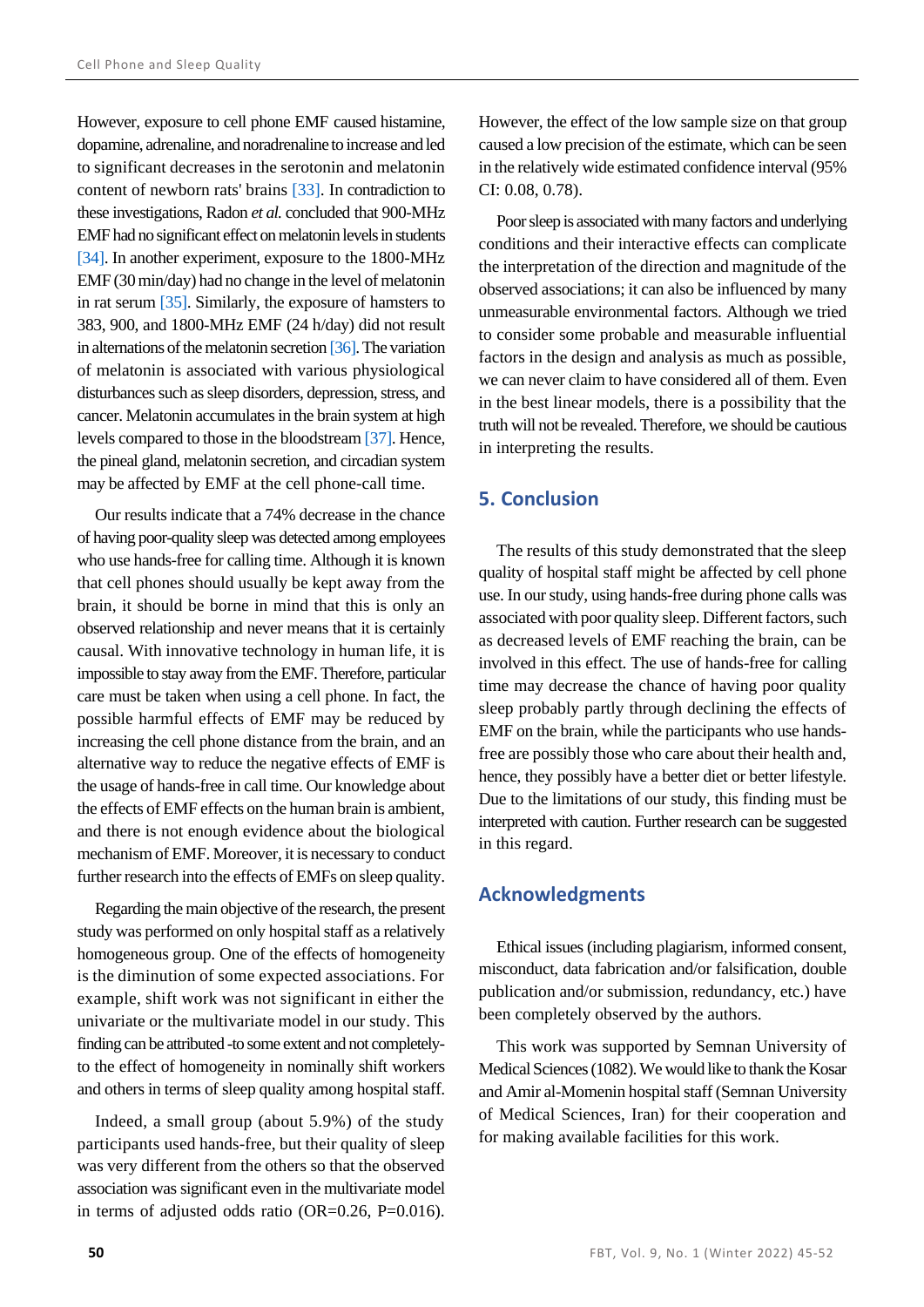However, exposure to cell phone EMF caused histamine, dopamine, adrenaline, and noradrenaline to increase and led to significant decreases in the serotonin and melatonin content of newborn rats' brains [33]. In contradiction to these investigations, Radon *et al.* concluded that 900-MHz EMF had no significant effect on melatonin levels in students [34]. In another experiment, exposure to the 1800-MHz EMF (30 min/day) had no change in the level of melatonin in rat serum [35]. Similarly, the exposure of hamsters to 383, 900, and 1800-MHz EMF (24 h/day) did not result in alternations of the melatonin secretion [36]. The variation of melatonin is associated with various physiological disturbances such as sleep disorders, depression, stress, and cancer. Melatonin accumulates in the brain system at high levels compared to those in the bloodstream [37]. Hence, the pineal gland, melatonin secretion, and circadian system may be affected by EMF at the cell phone-call time.

Our results indicate that a 74% decrease in the chance of having poor-quality sleep was detected among employees who use hands-free for calling time. Although it is known that cell phones should usually be kept away from the brain, it should be borne in mind that this is only an observed relationship and never means that it is certainly causal. With innovative technology in human life, it is impossible to stay away from the EMF. Therefore, particular care must be taken when using a cell phone. In fact, the possible harmful effects of EMF may be reduced by increasing the cell phone distance from the brain, and an alternative way to reduce the negative effects of EMF is the usage of hands-free in call time. Our knowledge about the effects of EMF effects on the human brain is ambient, and there is not enough evidence about the biological mechanism of EMF. Moreover, it is necessary to conduct further research into the effects of EMFs on sleep quality.

Regarding the main objective of the research, the present study was performed on only hospital staff as a relatively homogeneous group. One of the effects of homogeneity is the diminution of some expected associations. For example, shift work was not significant in either the univariate or the multivariate model in our study. This finding can be attributed -to some extent and not completely- to the effect of homogeneity in nominally shift workers and others in terms of sleep quality among hospital staff.

Indeed, a small group (about 5.9%) of the study participants used hands-free, but their quality of sleep was very different from the others so that the observed association was significant even in the multivariate model in terms of adjusted odds ratio (OR=0.26, P=0.016). However, the effect of the low sample size on that group caused a low precision of the estimate, which can be seen in the relatively wide estimated confidence interval (95% CI: 0.08, 0.78).

Poor sleep is associated with many factors and underlying conditions and their interactive effects can complicate the interpretation of the direction and magnitude of the observed associations; it can also be influenced by many unmeasurable environmental factors. Although we tried to consider some probable and measurable influential factors in the design and analysis as much as possible, we can never claim to have considered all of them. Even in the best linear models, there is a possibility that the truth will not be revealed. Therefore, we should be cautious in interpreting the results.

## 5. Conclusion

The results of this study demonstrated that the sleep quality of hospital staff might be affected by cell phone use. In our study, using hands-free during phone calls was associated with poor quality sleep. Different factors, such as decreased levels of EMF reaching the brain, can be involved in this effect. The use of hands-free for calling time may decrease the chance of having poor quality sleep probably partly through declining the effects of EMF on the brain, while the participants who use hands-free are possibly those who care about their health and, hence, they possibly have a better diet or better lifestyle. Due to the limitations of our study, this finding must be interpreted with caution. Further research can be suggested in this regard.

## Acknowledgments

Ethical issues (including plagiarism, informed consent, misconduct, data fabrication and/or falsification, double publication and/or submission, redundancy, etc.) have been completely observed by the authors.

This work was supported by Semnan University of Medical Sciences (1082). We would like to thank the Kosar and Amir al-Momenin hospital staff (Semnan University of Medical Sciences, Iran) for their cooperation and for making available facilities for this work.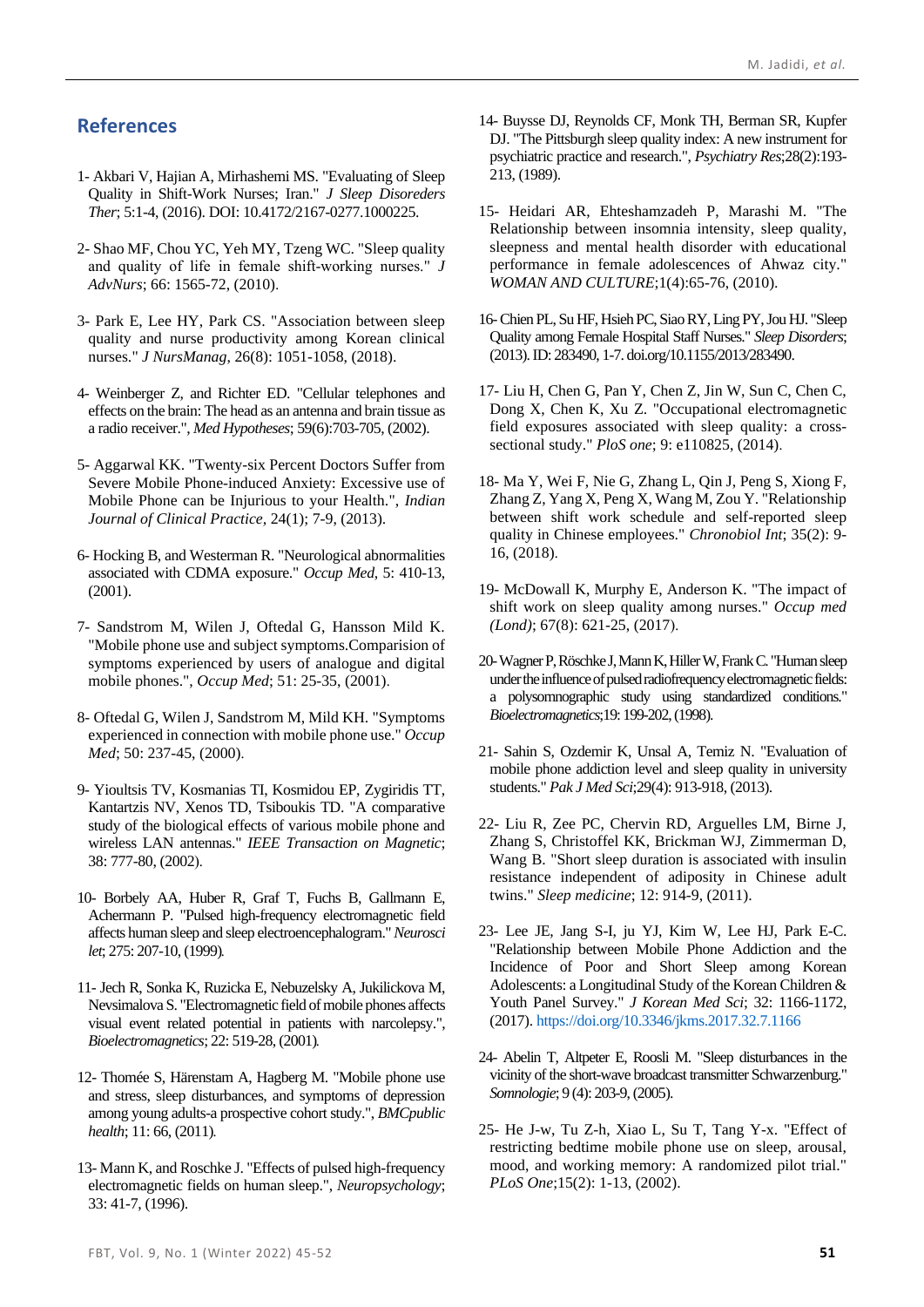## References

1- Akbari V, Hajian A, Mirhashemi MS. "Evaluating of Sleep Quality in Shift-Work Nurses; Iran." *J Sleep Disoreders Ther*; 5:1-4, (2016). DOI: 10.4172/2167-0277.1000225.

2- Shao MF, Chou YC, Yeh MY, Tzeng WC. "Sleep quality and quality of life in female shift-working nurses." *J AdvNurs*; 66: 1565-72, (2010).

3- Park E, Lee HY, Park CS. "Association between sleep quality and nurse productivity among Korean clinical nurses." *J NursManag*, 26(8): 1051-1058, (2018).

4- Weinberger Z, and Richter ED. "Cellular telephones and effects on the brain: The head as an antenna and brain tissue as a radio receiver.", *Med Hypotheses*; 59(6):703-705, (2002).

5- Aggarwal KK. "Twenty-six Percent Doctors Suffer from Severe Mobile Phone-induced Anxiety: Excessive use of Mobile Phone can be Injurious to your Health.", *Indian Journal of Clinical Practice*, 24(1); 7-9, (2013).

6- Hocking B, and Westerman R. "Neurological abnormalities associated with CDMA exposure." *Occup Med*, 5: 410-13, (2001).

7- Sandstrom M, Wilen J, Oftedal G, Hansson Mild K. "Mobile phone use and subject symptoms.Comparision of symptoms experienced by users of analogue and digital mobile phones.", *Occup Med*; 51: 25-35, (2001).

8- Oftedal G, Wilen J, Sandstrom M, Mild KH. "Symptoms experienced in connection with mobile phone use." *Occup Med*; 50: 237-45, (2000).

9- Yioultsis TV, Kosmanias TI, Kosmidou EP, Zygiridis TT, Kantartzis NV, Xenos TD, Tsiboukis TD. "A comparative study of the biological effects of various mobile phone and wireless LAN antennas." *IEEE Transaction on Magnetic*; 38: 777-80, (2002).

10- Borbely AA, Huber R, Graf T, Fuchs B, Gallmann E, Achermann P. "Pulsed high-frequency electromagnetic field affects human sleep and sleep electroencephalogram." *Neurosci let*; 275: 207-10, (1999).

11- Jech R, Sonka K, Ruzicka E, Nebuzelsky A, Jukilickova M, Nevsimalova S. "Electromagnetic field of mobile phones affects visual event related potential in patients with narcolepsy.", *Bioelectromagnetics*; 22: 519-28, (2001).

12- Thomée S, Härenstam A, Hagberg M. "Mobile phone use and stress, sleep disturbances, and symptoms of depression among young adults-a prospective cohort study.", *BMCpublic health*; 11: 66, (2011).

13- Mann K, and Roschke J. "Effects of pulsed high-frequency electromagnetic fields on human sleep.", *Neuropsychology*; 33: 41-7, (1996).

14- Buysse DJ, Reynolds CF, Monk TH, Berman SR, Kupfer DJ. "The Pittsburgh sleep quality index: A new instrument for psychiatric practice and research.", *Psychiatry Res*;28(2):193-213, (1989).

15- Heidari AR, Ehteshamzadeh P, Marashi M. "The Relationship between insomnia intensity, sleep quality, sleepness and mental health disorder with educational performance in female adolescences of Ahwaz city." *WOMAN AND CULTURE*;1(4):65-76, (2010).

16- Chien PL, Su HF, Hsieh PC, Siao RY, Ling PY, Jou HJ. "Sleep Quality among Female Hospital Staff Nurses." *Sleep Disorders*; (2013). ID: 283490, 1-7. doi.org/10.1155/2013/283490.

17- Liu H, Chen G, Pan Y, Chen Z, Jin W, Sun C, Chen C, Dong X, Chen K, Xu Z. "Occupational electromagnetic field exposures associated with sleep quality: a cross-sectional study." *PloS one*; 9: e110825, (2014).

18- Ma Y, Wei F, Nie G, Zhang L, Qin J, Peng S, Xiong F, Zhang Z, Yang X, Peng X, Wang M, Zou Y. "Relationship between shift work schedule and self-reported sleep quality in Chinese employees." *Chronobiol Int*; 35(2): 9-16, (2018).

19- McDowall K, Murphy E, Anderson K. "The impact of shift work on sleep quality among nurses." *Occup med (Lond)*; 67(8): 621-25, (2017).

20- Wagner P, Röschke J, Mann K, Hiller W, Frank C. "Human sleep under the influence of pulsed radiofrequency electromagnetic fields: a polysomnographic study using standardized conditions." *Bioelectromagnetics*;19: 199-202, (1998).

21- Sahin S, Ozdemir K, Unsal A, Temiz N. "Evaluation of mobile phone addiction level and sleep quality in university students." *Pak J Med Sci*;29(4): 913-918, (2013).

22- Liu R, Zee PC, Chervin RD, Arguelles LM, Birne J, Zhang S, Christoffel KK, Brickman WJ, Zimmerman D, Wang B. "Short sleep duration is associated with insulin resistance independent of adiposity in Chinese adult twins." *Sleep medicine*; 12: 914-9, (2011).

23- Lee JE, Jang S-I, ju YJ, Kim W, Lee HJ, Park E-C. "Relationship between Mobile Phone Addiction and the Incidence of Poor and Short Sleep among Korean Adolescents: a Longitudinal Study of the Korean Children & Youth Panel Survey." *J Korean Med Sci*; 32: 1166-1172, (2017). https://doi.org/10.3346/jkms.2017.32.7.1166

24- Abelin T, Altpeter E, Roosli M. "Sleep disturbances in the vicinity of the short-wave broadcast transmitter Schwarzenburg." *Somnologie*; 9 (4): 203-9, (2005).

25- He J-w, Tu Z-h, Xiao L, Su T, Tang Y-x. "Effect of restricting bedtime mobile phone use on sleep, arousal, mood, and working memory: A randomized pilot trial." *PLoS One*;15(2): 1-13, (2002).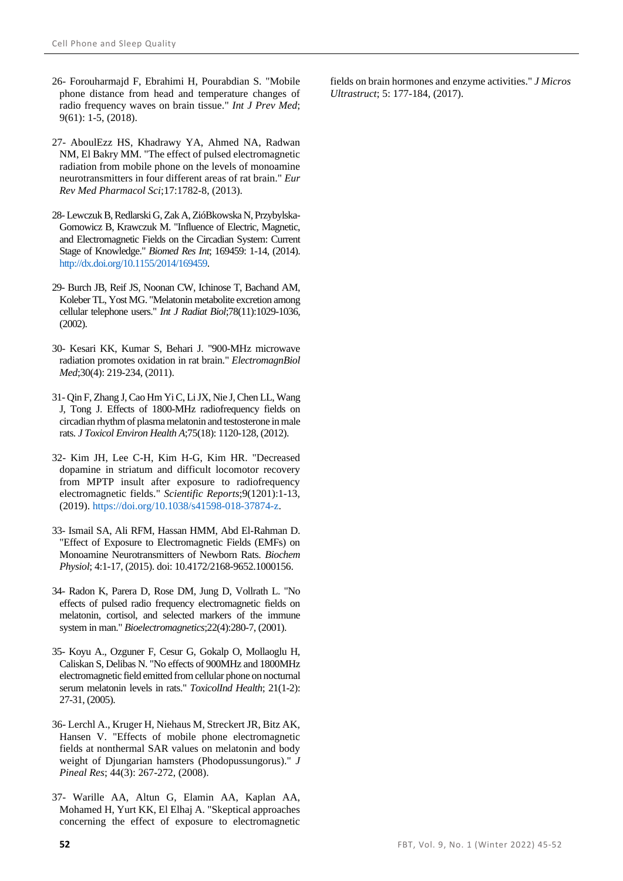26- Forouharmajd F, Ebrahimi H, Pourabdian S. "Mobile phone distance from head and temperature changes of radio frequency waves on brain tissue." *Int J Prev Med*; 9(61): 1-5, (2018).

27- AboulEzz HS, Khadrawy YA, Ahmed NA, Radwan NM, El Bakry MM. "The effect of pulsed electromagnetic radiation from mobile phone on the levels of monoamine neurotransmitters in four different areas of rat brain." *Eur Rev Med Pharmacol Sci*;17:1782-8, (2013).

28- Lewczuk B, Redlarski G, Zak A, ZióBkowska N, Przybylska-Gornowicz B, Krawczuk M. "Influence of Electric, Magnetic, and Electromagnetic Fields on the Circadian System: Current Stage of Knowledge." *Biomed Res Int*; 169459: 1-14, (2014). http://dx.doi.org/10.1155/2014/169459.

29- Burch JB, Reif JS, Noonan CW, Ichinose T, Bachand AM, Koleber TL, Yost MG. "Melatonin metabolite excretion among cellular telephone users." *Int J Radiat Biol*;78(11):1029-1036, (2002).

30- Kesari KK, Kumar S, Behari J. "900-MHz microwave radiation promotes oxidation in rat brain." *ElectromagnBiol Med*;30(4): 219-234, (2011).

31- Qin F, Zhang J, Cao Hm Yi C, Li JX, Nie J, Chen LL, Wang J, Tong J. Effects of 1800-MHz radiofrequency fields on circadian rhythm of plasma melatonin and testosterone in male rats. *J Toxicol Environ Health A*;75(18): 1120-128, (2012).

32- Kim JH, Lee C-H, Kim H-G, Kim HR. "Decreased dopamine in striatum and difficult locomotor recovery from MPTP insult after exposure to radiofrequency electromagnetic fields." *Scientific Reports*;9(1201):1-13, (2019). https://doi.org/10.1038/s41598-018-37874-z.

33- Ismail SA, Ali RFM, Hassan HMM, Abd El-Rahman D. "Effect of Exposure to Electromagnetic Fields (EMFs) on Monoamine Neurotransmitters of Newborn Rats. *Biochem Physiol*; 4:1-17, (2015). doi: 10.4172/2168-9652.1000156.

34- Radon K, Parera D, Rose DM, Jung D, Vollrath L. "No effects of pulsed radio frequency electromagnetic fields on melatonin, cortisol, and selected markers of the immune system in man." *Bioelectromagnetics*;22(4):280-7, (2001).

35- Koyu A., Ozguner F, Cesur G, Gokalp O, Mollaoglu H, Caliskan S, Delibas N. "No effects of 900MHz and 1800MHz electromagnetic field emitted from cellular phone on nocturnal serum melatonin levels in rats." *ToxicolInd Health*; 21(1-2): 27-31, (2005).

36- Lerchl A., Kruger H, Niehaus M, Streckert JR, Bitz AK, Hansen V. "Effects of mobile phone electromagnetic fields at nonthermal SAR values on melatonin and body weight of Djungarian hamsters (Phodopussungorus)." *J Pineal Res*; 44(3): 267-272, (2008).

37- Warille AA, Altun G, Elamin AA, Kaplan AA, Mohamed H, Yurt KK, El Elhaj A. "Skeptical approaches concerning the effect of exposure to electromagnetic fields on brain hormones and enzyme activities." *J Micros Ultrastruct*; 5: 177-184, (2017).